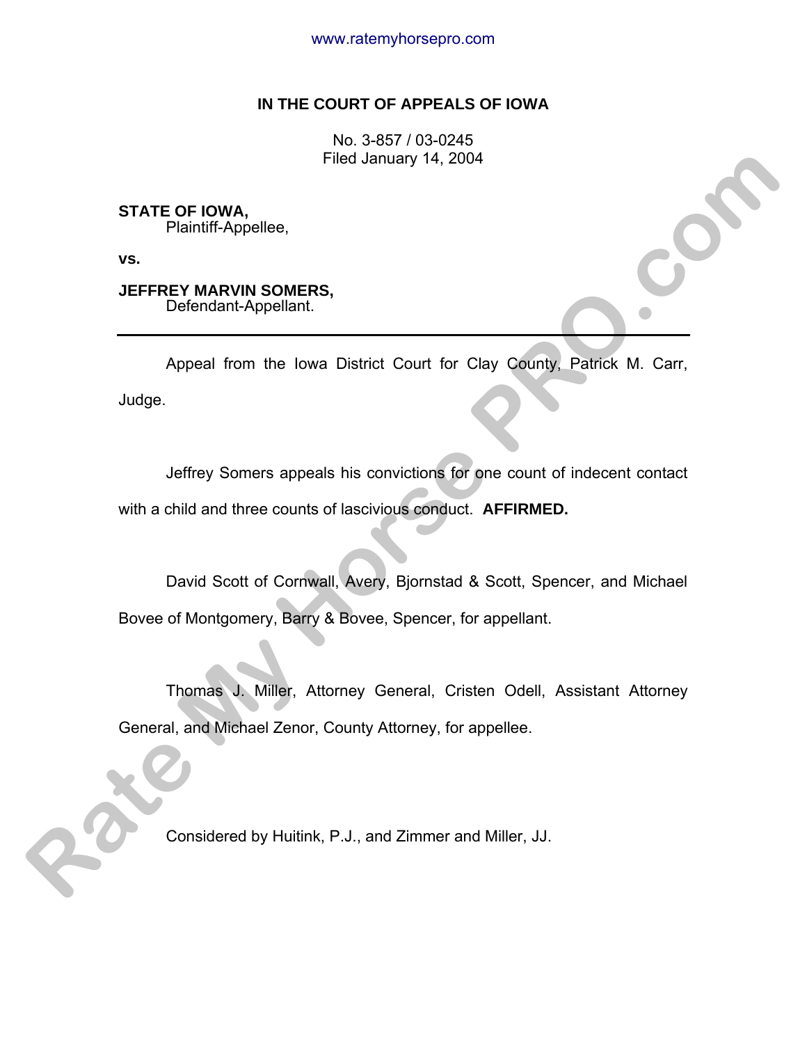# IN THE COURT OF APPEALS OF IOWA

No. 3-857 / 03-0245
Filed January 14, 2004

**STATE OF IOWA,**
Plaintiff-Appellee,

**vs.**

**JEFFREY MARVIN SOMERS,**
Defendant-Appellant.

---

Appeal from the Iowa District Court for Clay County, Patrick M. Carr, Judge.

Jeffrey Somers appeals his convictions for one count of indecent contact with a child and three counts of lascivious conduct. **AFFIRMED.**

David Scott of Cornwall, Avery, Bjornstad & Scott, Spencer, and Michael Bovee of Montgomery, Barry & Bovee, Spencer, for appellant.

Thomas J. Miller, Attorney General, Cristen Odell, Assistant Attorney General, and Michael Zenor, County Attorney, for appellee.

Considered by Huitink, P.J., and Zimmer and Miller, JJ.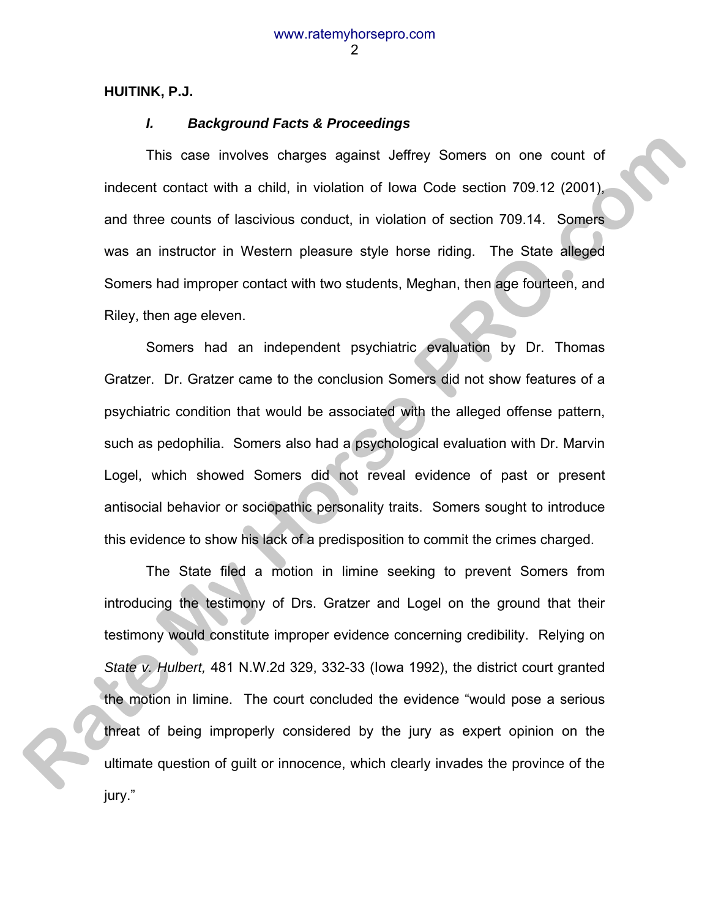**HUITINK, P.J.**

### *I. Background Facts & Proceedings*

This case involves charges against Jeffrey Somers on one count of indecent contact with a child, in violation of Iowa Code section 709.12 (2001), and three counts of lascivious conduct, in violation of section 709.14. Somers was an instructor in Western pleasure style horse riding. The State alleged Somers had improper contact with two students, Meghan, then age fourteen, and Riley, then age eleven.

Somers had an independent psychiatric evaluation by Dr. Thomas Gratzer. Dr. Gratzer came to the conclusion Somers did not show features of a psychiatric condition that would be associated with the alleged offense pattern, such as pedophilia. Somers also had a psychological evaluation with Dr. Marvin Logel, which showed Somers did not reveal evidence of past or present antisocial behavior or sociopathic personality traits. Somers sought to introduce this evidence to show his lack of a predisposition to commit the crimes charged.

The State filed a motion in limine seeking to prevent Somers from introducing the testimony of Drs. Gratzer and Logel on the ground that their testimony would constitute improper evidence concerning credibility. Relying on *State v. Hulbert,* 481 N.W.2d 329, 332-33 (Iowa 1992), the district court granted the motion in limine. The court concluded the evidence "would pose a serious threat of being improperly considered by the jury as expert opinion on the ultimate question of guilt or innocence, which clearly invades the province of the jury."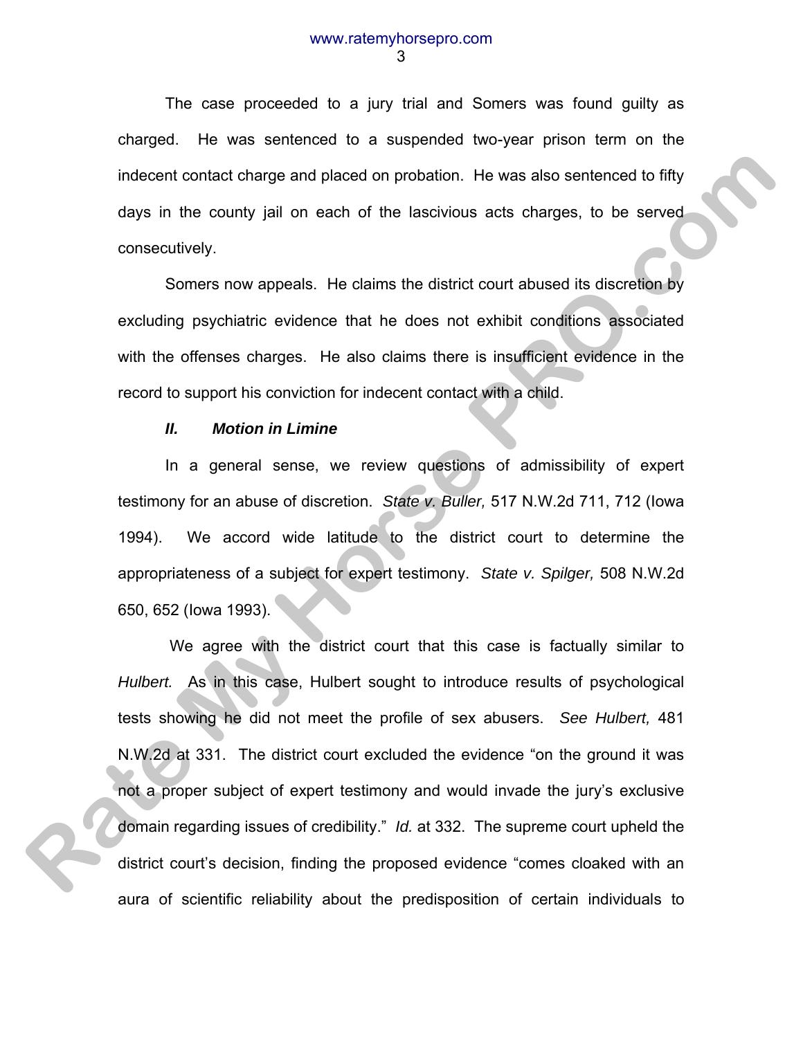The case proceeded to a jury trial and Somers was found guilty as charged. He was sentenced to a suspended two-year prison term on the indecent contact charge and placed on probation. He was also sentenced to fifty days in the county jail on each of the lascivious acts charges, to be served consecutively.

Somers now appeals. He claims the district court abused its discretion by excluding psychiatric evidence that he does not exhibit conditions associated with the offenses charges. He also claims there is insufficient evidence in the record to support his conviction for indecent contact with a child.

### *II. Motion in Limine*

In a general sense, we review questions of admissibility of expert testimony for an abuse of discretion. *State v. Buller,* 517 N.W.2d 711, 712 (Iowa 1994). We accord wide latitude to the district court to determine the appropriateness of a subject for expert testimony. *State v. Spilger,* 508 N.W.2d 650, 652 (Iowa 1993).

We agree with the district court that this case is factually similar to *Hulbert.* As in this case, Hulbert sought to introduce results of psychological tests showing he did not meet the profile of sex abusers. *See Hulbert,* 481 N.W.2d at 331. The district court excluded the evidence "on the ground it was not a proper subject of expert testimony and would invade the jury's exclusive domain regarding issues of credibility." *Id.* at 332. The supreme court upheld the district court's decision, finding the proposed evidence "comes cloaked with an aura of scientific reliability about the predisposition of certain individuals to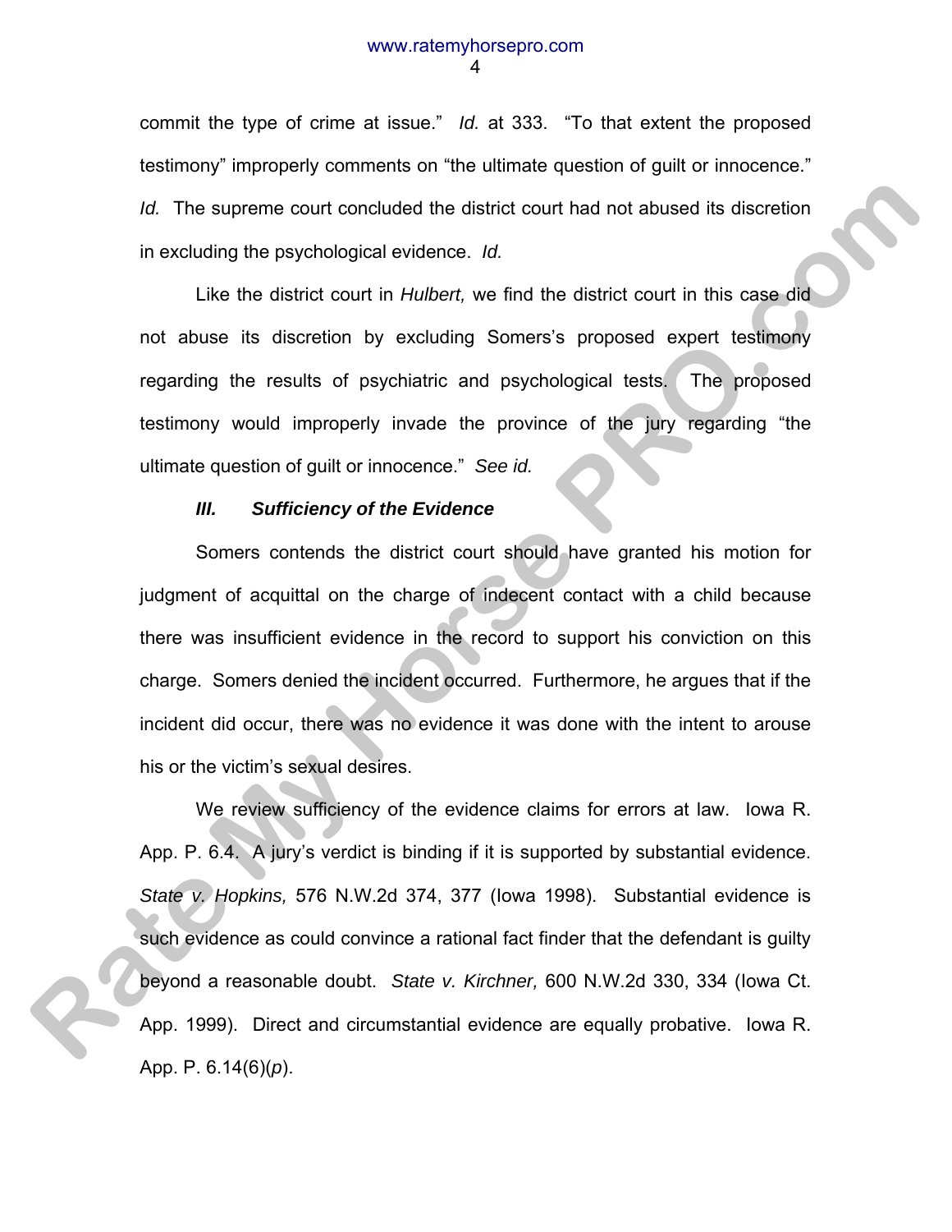commit the type of crime at issue." *Id.* at 333. "To that extent the proposed testimony" improperly comments on "the ultimate question of guilt or innocence." *Id.* The supreme court concluded the district court had not abused its discretion in excluding the psychological evidence. *Id.*

Like the district court in *Hulbert,* we find the district court in this case did not abuse its discretion by excluding Somers's proposed expert testimony regarding the results of psychiatric and psychological tests. The proposed testimony would improperly invade the province of the jury regarding "the ultimate question of guilt or innocence." *See id.*

### *III. Sufficiency of the Evidence*

Somers contends the district court should have granted his motion for judgment of acquittal on the charge of indecent contact with a child because there was insufficient evidence in the record to support his conviction on this charge. Somers denied the incident occurred. Furthermore, he argues that if the incident did occur, there was no evidence it was done with the intent to arouse his or the victim's sexual desires.

We review sufficiency of the evidence claims for errors at law. Iowa R. App. P. 6.4. A jury's verdict is binding if it is supported by substantial evidence. *State v. Hopkins,* 576 N.W.2d 374, 377 (Iowa 1998). Substantial evidence is such evidence as could convince a rational fact finder that the defendant is guilty beyond a reasonable doubt. *State v. Kirchner,* 600 N.W.2d 330, 334 (Iowa Ct. App. 1999). Direct and circumstantial evidence are equally probative. Iowa R. App. P. 6.14(6)(*p*).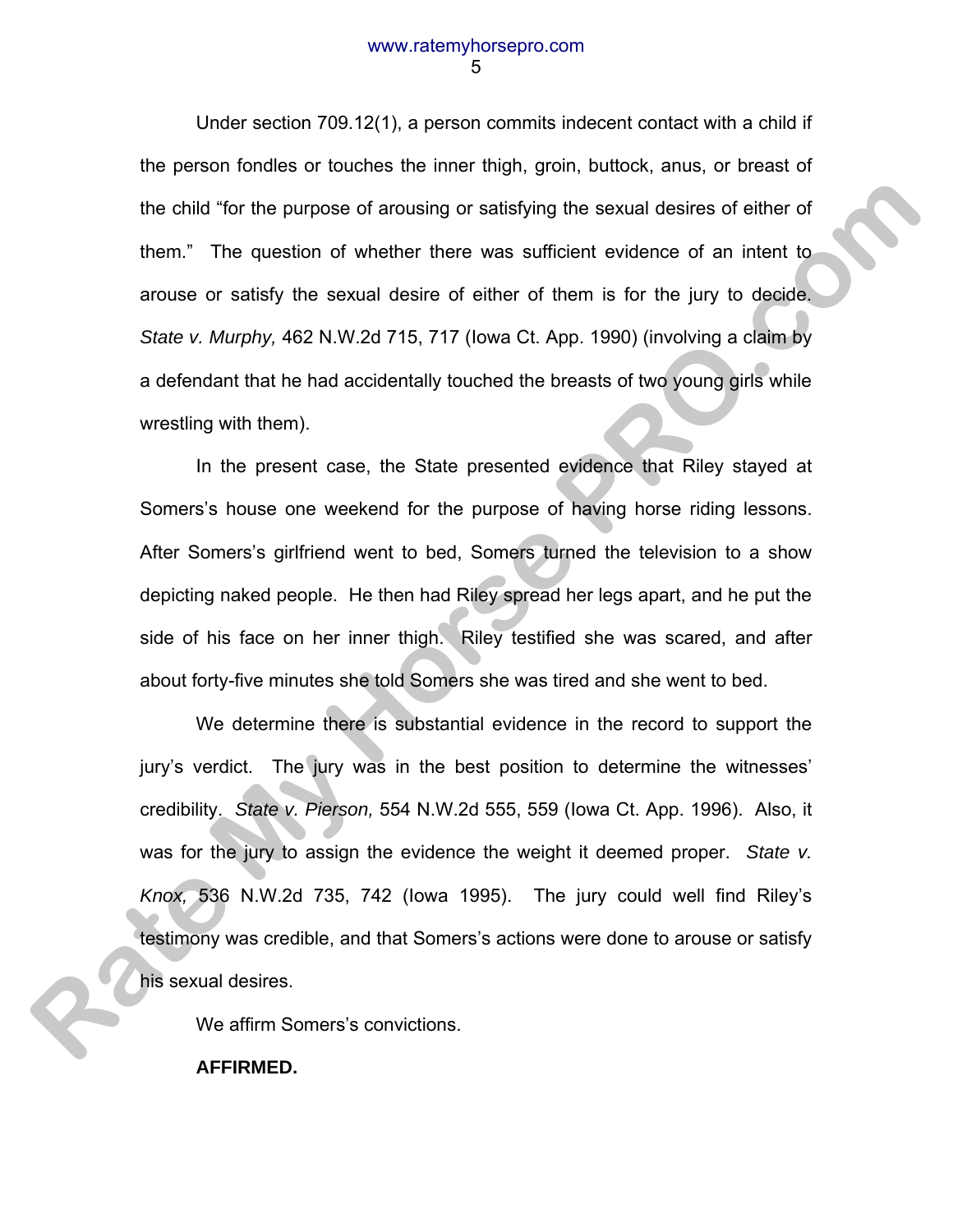Under section 709.12(1), a person commits indecent contact with a child if the person fondles or touches the inner thigh, groin, buttock, anus, or breast of the child "for the purpose of arousing or satisfying the sexual desires of either of them." The question of whether there was sufficient evidence of an intent to arouse or satisfy the sexual desire of either of them is for the jury to decide. *State v. Murphy,* 462 N.W.2d 715, 717 (Iowa Ct. App. 1990) (involving a claim by a defendant that he had accidentally touched the breasts of two young girls while wrestling with them).

In the present case, the State presented evidence that Riley stayed at Somers's house one weekend for the purpose of having horse riding lessons. After Somers's girlfriend went to bed, Somers turned the television to a show depicting naked people. He then had Riley spread her legs apart, and he put the side of his face on her inner thigh. Riley testified she was scared, and after about forty-five minutes she told Somers she was tired and she went to bed.

We determine there is substantial evidence in the record to support the jury's verdict. The jury was in the best position to determine the witnesses' credibility. *State v. Pierson,* 554 N.W.2d 555, 559 (Iowa Ct. App. 1996). Also, it was for the jury to assign the evidence the weight it deemed proper. *State v. Knox,* 536 N.W.2d 735, 742 (Iowa 1995). The jury could well find Riley's testimony was credible, and that Somers's actions were done to arouse or satisfy his sexual desires.

We affirm Somers's convictions.

**AFFIRMED.**